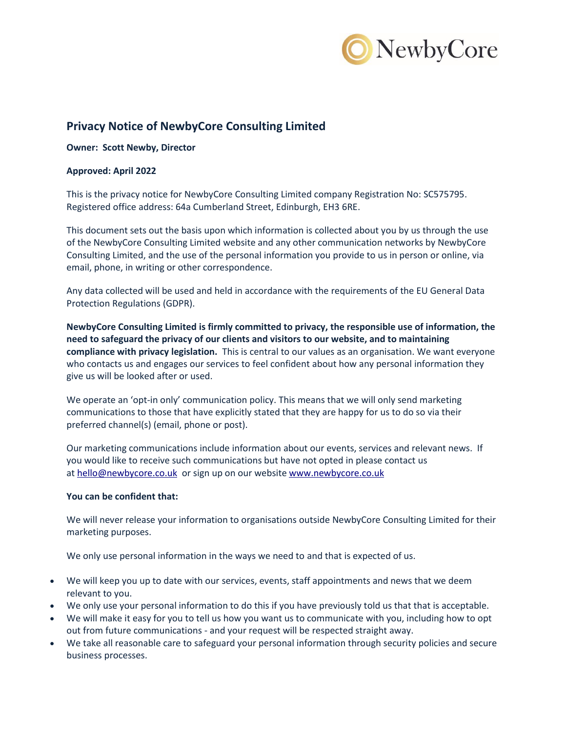# Privacy Notice of NewbyCore Consulting Limited

**Owner: Scott Newby, Director**

**Approved: April 2022**

This is the privacy notice for NewbyCore Consulting Limited company Registration No: SC575795. Registered office address: 64a Cumberland Street, Edinburgh, EH3 6RE.

This document sets out the basis upon which information is collected about you by us through the use of the NewbyCore Consulting Limited website and any other communication networks by NewbyCore Consulting Limited, and the use of the personal information you provide to us in person or online, via email, phone, in writing or other correspondence.

Any data collected will be used and held in accordance with the requirements of the EU General Data Protection Regulations (GDPR).

**NewbyCore Consulting Limited is firmly committed to privacy, the responsible use of information, the need to safeguard the privacy of our clients and visitors to our website, and to maintaining compliance with privacy legislation.** This is central to our values as an organisation. We want everyone who contacts us and engages our services to feel confident about how any personal information they give us will be looked after or used.

We operate an 'opt-in only' communication policy. This means that we will only send marketing communications to those that have explicitly stated that they are happy for us to do so via their preferred channel(s) (email, phone or post).

Our marketing communications include information about our events, services and relevant news. If you would like to receive such communications but have not opted in please contact us at hello@newbycore.co.uk or sign up on our website www.newbycore.co.uk

**You can be confident that:**

We will never release your information to organisations outside NewbyCore Consulting Limited for their marketing purposes.

We only use personal information in the ways we need to and that is expected of us.

- We will keep you up to date with our services, events, staff appointments and news that we deem relevant to you.
- We only use your personal information to do this if you have previously told us that that is acceptable.
- We will make it easy for you to tell us how you want us to communicate with you, including how to opt out from future communications - and your request will be respected straight away.
- We take all reasonable care to safeguard your personal information through security policies and secure business processes.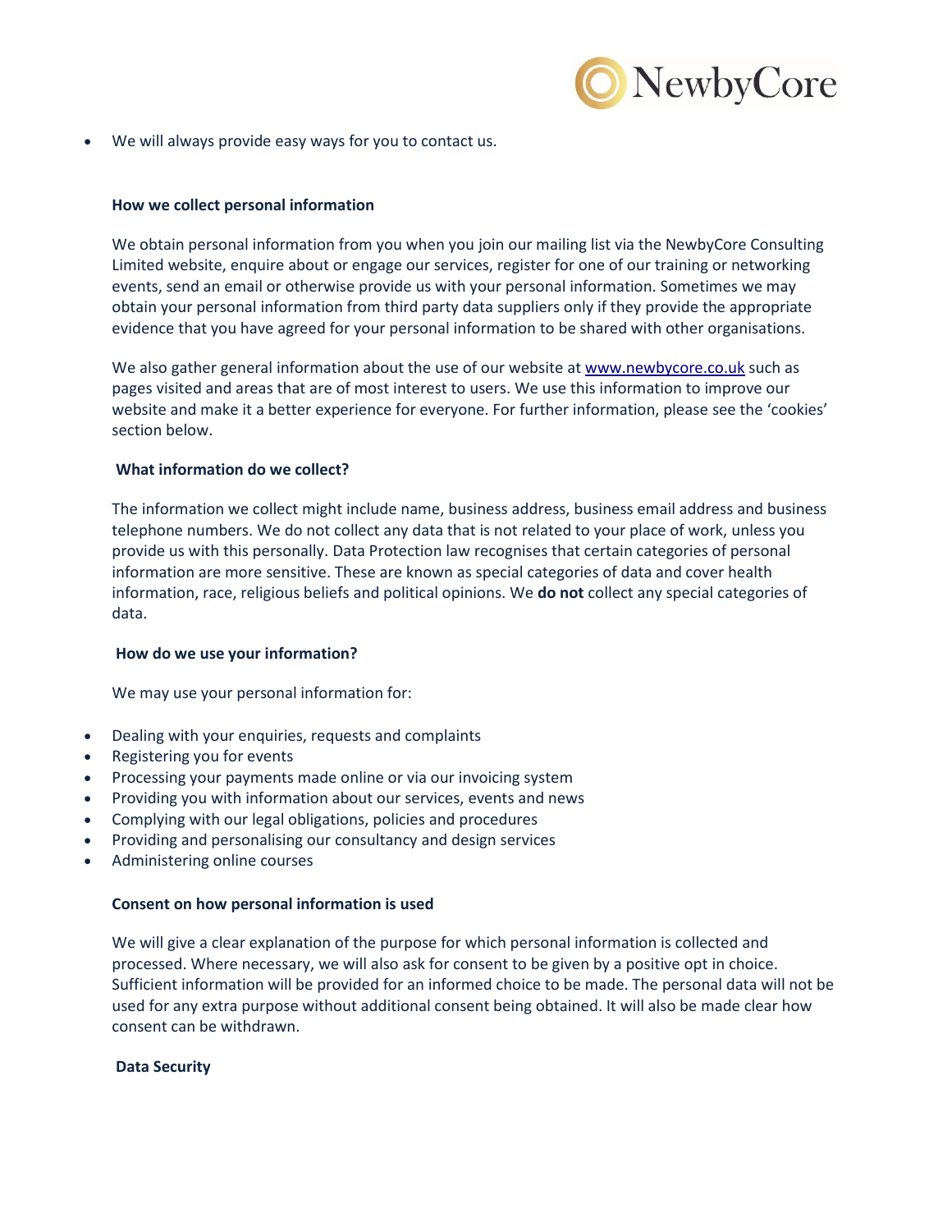- We will always provide easy ways for you to contact us.

### How we collect personal information

We obtain personal information from you when you join our mailing list via the NewbyCore Consulting Limited website, enquire about or engage our services, register for one of our training or networking events, send an email or otherwise provide us with your personal information. Sometimes we may obtain your personal information from third party data suppliers only if they provide the appropriate evidence that you have agreed for your personal information to be shared with other organisations.

We also gather general information about the use of our website at [www.newbycore.co.uk](http://www.newbycore.co.uk) such as pages visited and areas that are of most interest to users. We use this information to improve our website and make it a better experience for everyone. For further information, please see the 'cookies' section below.

### What information do we collect?

The information we collect might include name, business address, business email address and business telephone numbers. We do not collect any data that is not related to your place of work, unless you provide us with this personally. Data Protection law recognises that certain categories of personal information are more sensitive. These are known as special categories of data and cover health information, race, religious beliefs and political opinions. We **do not** collect any special categories of data.

### How do we use your information?

We may use your personal information for:

- Dealing with your enquiries, requests and complaints
- Registering you for events
- Processing your payments made online or via our invoicing system
- Providing you with information about our services, events and news
- Complying with our legal obligations, policies and procedures
- Providing and personalising our consultancy and design services
- Administering online courses

### Consent on how personal information is used

We will give a clear explanation of the purpose for which personal information is collected and processed. Where necessary, we will also ask for consent to be given by a positive opt in choice. Sufficient information will be provided for an informed choice to be made. The personal data will not be used for any extra purpose without additional consent being obtained. It will also be made clear how consent can be withdrawn.

### Data Security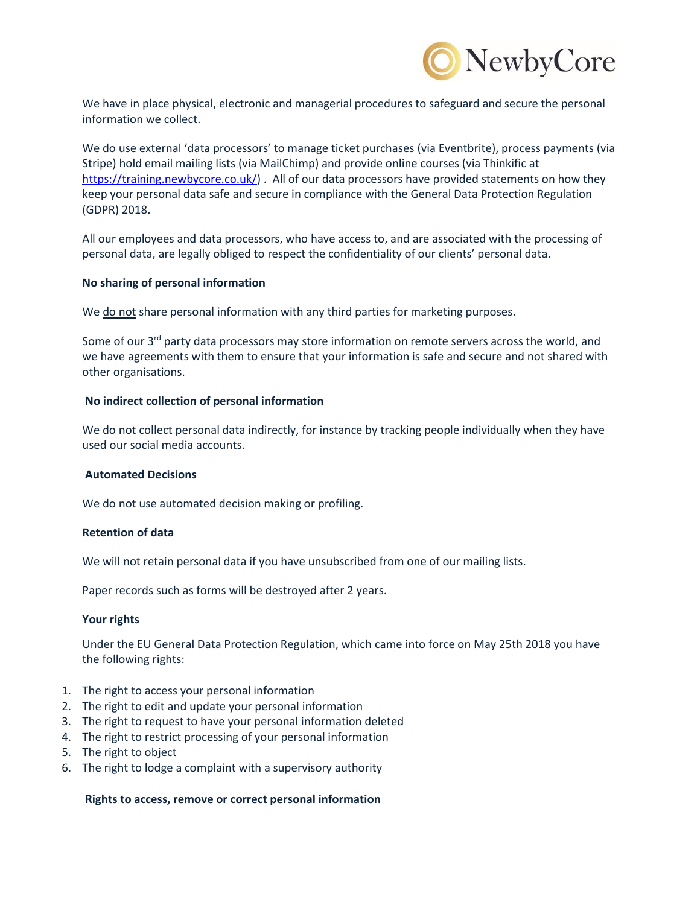We have in place physical, electronic and managerial procedures to safeguard and secure the personal information we collect.

We do use external 'data processors' to manage ticket purchases (via Eventbrite), process payments (via Stripe) hold email mailing lists (via MailChimp) and provide online courses (via Thinkific at https://training.newbycore.co.uk/) . All of our data processors have provided statements on how they keep your personal data safe and secure in compliance with the General Data Protection Regulation (GDPR) 2018.

All our employees and data processors, who have access to, and are associated with the processing of personal data, are legally obliged to respect the confidentiality of our clients' personal data.

**No sharing of personal information**

We do not share personal information with any third parties for marketing purposes.

Some of our 3rd party data processors may store information on remote servers across the world, and we have agreements with them to ensure that your information is safe and secure and not shared with other organisations.

**No indirect collection of personal information**

We do not collect personal data indirectly, for instance by tracking people individually when they have used our social media accounts.

**Automated Decisions**

We do not use automated decision making or profiling.

**Retention of data**

We will not retain personal data if you have unsubscribed from one of our mailing lists.

Paper records such as forms will be destroyed after 2 years.

**Your rights**

Under the EU General Data Protection Regulation, which came into force on May 25th 2018 you have the following rights:

1. The right to access your personal information
2. The right to edit and update your personal information
3. The right to request to have your personal information deleted
4. The right to restrict processing of your personal information
5. The right to object
6. The right to lodge a complaint with a supervisory authority

**Rights to access, remove or correct personal information**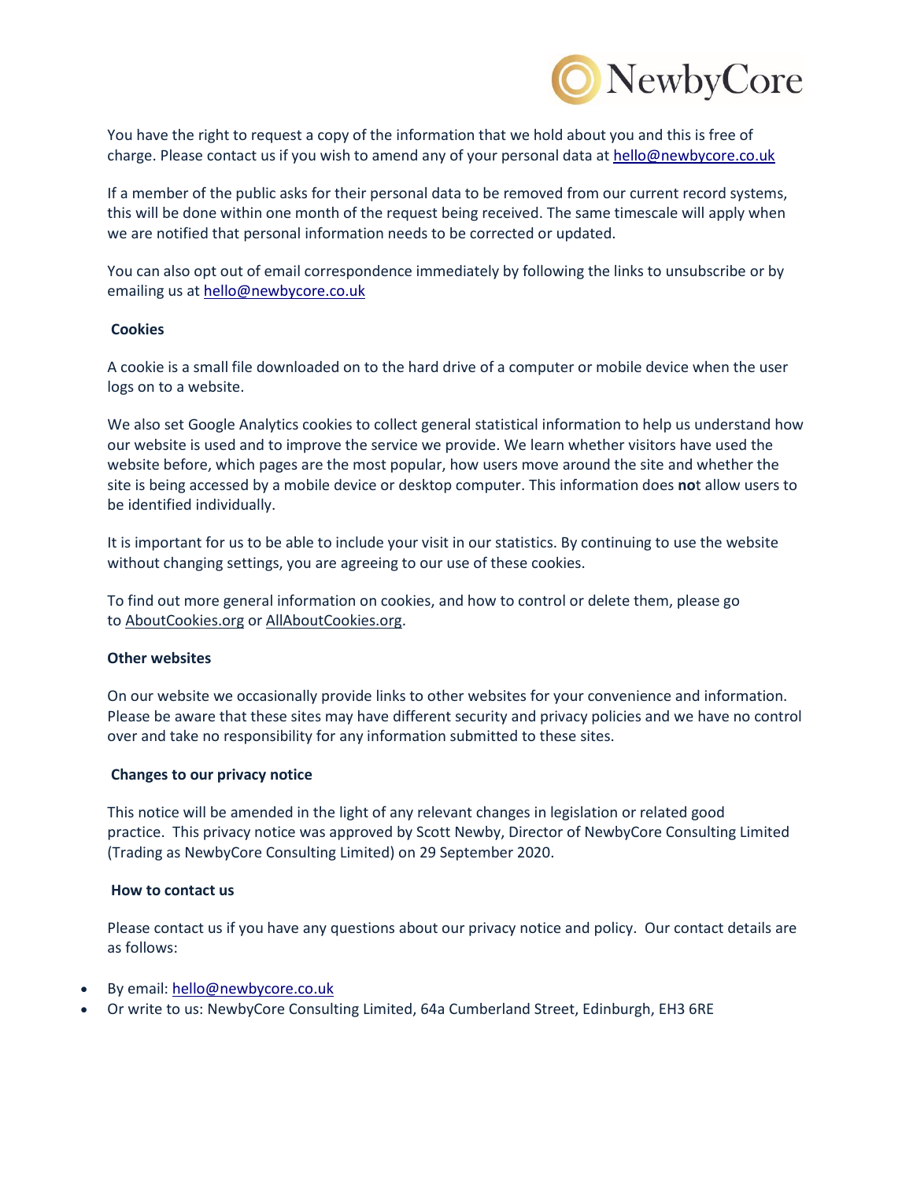You have the right to request a copy of the information that we hold about you and this is free of charge. Please contact us if you wish to amend any of your personal data at hello@newbycore.co.uk

If a member of the public asks for their personal data to be removed from our current record systems, this will be done within one month of the request being received. The same timescale will apply when we are notified that personal information needs to be corrected or updated.

You can also opt out of email correspondence immediately by following the links to unsubscribe or by emailing us at hello@newbycore.co.uk

**Cookies**

A cookie is a small file downloaded on to the hard drive of a computer or mobile device when the user logs on to a website.

We also set Google Analytics cookies to collect general statistical information to help us understand how our website is used and to improve the service we provide. We learn whether visitors have used the website before, which pages are the most popular, how users move around the site and whether the site is being accessed by a mobile device or desktop computer. This information does **no**t allow users to be identified individually.

It is important for us to be able to include your visit in our statistics. By continuing to use the website without changing settings, you are agreeing to our use of these cookies.

To find out more general information on cookies, and how to control or delete them, please go to AboutCookies.org or AllAboutCookies.org.

**Other websites**

On our website we occasionally provide links to other websites for your convenience and information. Please be aware that these sites may have different security and privacy policies and we have no control over and take no responsibility for any information submitted to these sites.

**Changes to our privacy notice**

This notice will be amended in the light of any relevant changes in legislation or related good practice. This privacy notice was approved by Scott Newby, Director of NewbyCore Consulting Limited (Trading as NewbyCore Consulting Limited) on 29 September 2020.

**How to contact us**

Please contact us if you have any questions about our privacy notice and policy. Our contact details are as follows:

- By email: hello@newbycore.co.uk
- Or write to us: NewbyCore Consulting Limited, 64a Cumberland Street, Edinburgh, EH3 6RE